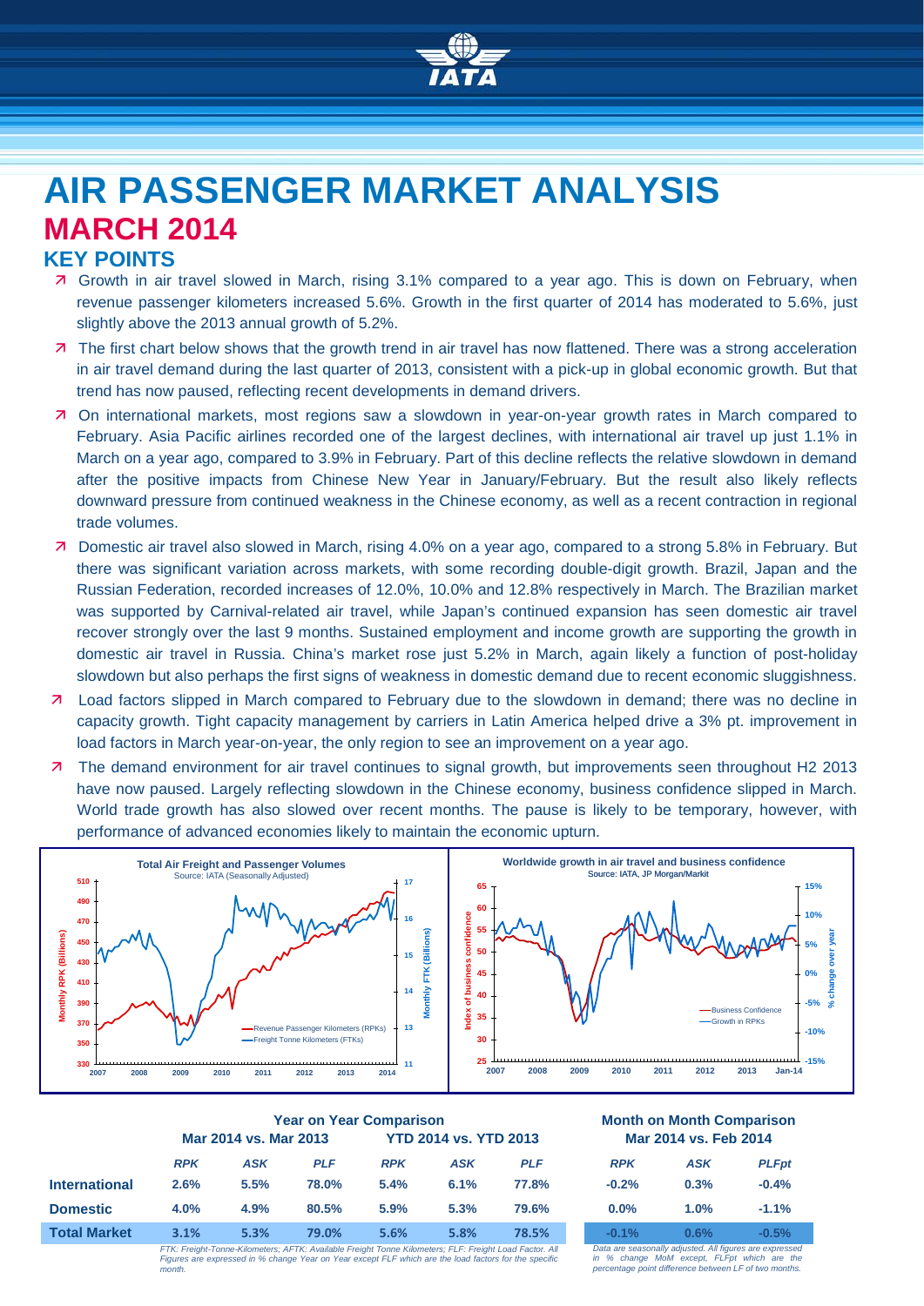# AIR PASSENGER MARKET ANALYSIS

## MARCH 2014

### KEY POINTS

- Growth in air travel slowed in March, rising 3.1% compared to a year ago. This is down on February, when revenue passenger kilometers increased 5.6%. Growth in the first quarter of 2014 has moderated to 5.6%, just slightly above the 2013 annual growth of 5.2%.
- The first chart below shows that the growth trend in air travel has now flattened. There was a strong acceleration in air travel demand during the last quarter of 2013, consistent with a pick-up in global economic growth. But that trend has now paused, reflecting recent developments in demand drivers.
- On international markets, most regions saw a slowdown in year-on-year growth rates in March compared to February. Asia Pacific airlines recorded one of the largest declines, with international air travel up just 1.1% in March on a year ago, compared to 3.9% in February. Part of this decline reflects the relative slowdown in demand after the positive impacts from Chinese New Year in January/February. But the result also likely reflects downward pressure from continued weakness in the Chinese economy, as well as a recent contraction in regional trade volumes.
- Domestic air travel also slowed in March, rising 4.0% on a year ago, compared to a strong 5.8% in February. But there was significant variation across markets, with some recording double-digit growth. Brazil, Japan and the Russian Federation, recorded increases of 12.0%, 10.0% and 12.8% respectively in March. The Brazilian market was supported by Carnival-related air travel, while Japan's continued expansion has seen domestic air travel recover strongly over the last 9 months. Sustained employment and income growth are supporting the growth in domestic air travel in Russia. China's market rose just 5.2% in March, again likely a function of post-holiday slowdown but also perhaps the first signs of weakness in domestic demand due to recent economic sluggishness.
- Load factors slipped in March compared to February due to the slowdown in demand; there was no decline in capacity growth. Tight capacity management by carriers in Latin America helped drive a 3% pt. improvement in load factors in March year-on-year, the only region to see an improvement on a year ago.
- The demand environment for air travel continues to signal growth, but improvements seen throughout H2 2013 have now paused. Largely reflecting slowdown in the Chinese economy, business confidence slipped in March. World trade growth has also slowed over recent months. The pause is likely to be temporary, however, with performance of advanced economies likely to maintain the economic upturn.

**Total Air Freight and Passenger Volumes**
Source: IATA (Seasonally Adjusted)

**Worldwide growth in air travel and business confidence**
Source: IATA, JP Morgan/Markit

| | Year on Year Comparison | | | | | | Month on Month Comparison | | |
|---|---|---|---|---|---|---|---|---|---|
| | Mar 2014 vs. Mar 2013 | | | YTD 2014 vs. YTD 2013 | | | Mar 2014 vs. Feb 2014 | | |
| | *RPK* | *ASK* | *PLF* | *RPK* | *ASK* | *PLF* | *RPK* | *ASK* | *PLFpt* |
| **International** | **2.6%** | **5.5%** | **78.0%** | **5.4%** | **6.1%** | **77.8%** | **-0.2%** | **0.3%** | **-0.4%** |
| **Domestic** | **4.0%** | **4.9%** | **80.5%** | **5.9%** | **5.3%** | **79.6%** | **0.0%** | **1.0%** | **-1.1%** |
| **Total Market** | **3.1%** | **5.3%** | **79.0%** | **5.6%** | **5.8%** | **78.5%** | **-0.1%** | **0.6%** | **-0.5%** |

*FTK: Freight-Tonne-Kilometers; AFTK: Available Freight Tonne Kilometers; FLF: Freight Load Factor. All Figures are expressed in % change Year on Year except FLF which are the load factors for the specific month.*

*Data are seasonally adjusted. All figures are expressed in % change MoM except, FLFpt which are the percentage point difference between LF of two months.*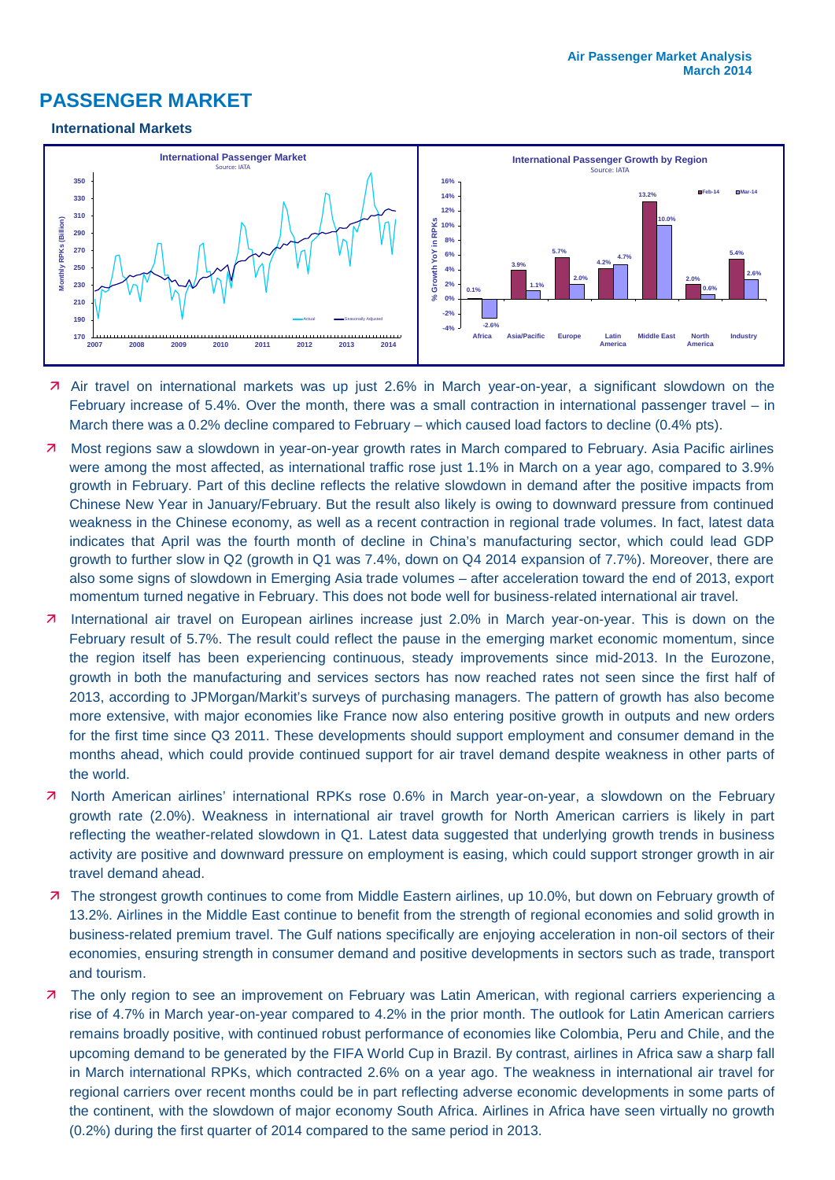# PASSENGER MARKET

### International Markets

- Air travel on international markets was up just 2.6% in March year-on-year, a significant slowdown on the February increase of 5.4%. Over the month, there was a small contraction in international passenger travel – in March there was a 0.2% decline compared to February – which caused load factors to decline (0.4% pts).
- Most regions saw a slowdown in year-on-year growth rates in March compared to February. Asia Pacific airlines were among the most affected, as international traffic rose just 1.1% in March on a year ago, compared to 3.9% growth in February. Part of this decline reflects the relative slowdown in demand after the positive impacts from Chinese New Year in January/February. But the result also likely is owing to downward pressure from continued weakness in the Chinese economy, as well as a recent contraction in regional trade volumes. In fact, latest data indicates that April was the fourth month of decline in China's manufacturing sector, which could lead GDP growth to further slow in Q2 (growth in Q1 was 7.4%, down on Q4 2014 expansion of 7.7%). Moreover, there are also some signs of slowdown in Emerging Asia trade volumes – after acceleration toward the end of 2013, export momentum turned negative in February. This does not bode well for business-related international air travel.
- International air travel on European airlines increase just 2.0% in March year-on-year. This is down on the February result of 5.7%. The result could reflect the pause in the emerging market economic momentum, since the region itself has been experiencing continuous, steady improvements since mid-2013. In the Eurozone, growth in both the manufacturing and services sectors has now reached rates not seen since the first half of 2013, according to JPMorgan/Markit's surveys of purchasing managers. The pattern of growth has also become more extensive, with major economies like France now also entering positive growth in outputs and new orders for the first time since Q3 2011. These developments should support employment and consumer demand in the months ahead, which could provide continued support for air travel demand despite weakness in other parts of the world.
- North American airlines' international RPKs rose 0.6% in March year-on-year, a slowdown on the February growth rate (2.0%). Weakness in international air travel growth for North American carriers is likely in part reflecting the weather-related slowdown in Q1. Latest data suggested that underlying growth trends in business activity are positive and downward pressure on employment is easing, which could support stronger growth in air travel demand ahead.
- The strongest growth continues to come from Middle Eastern airlines, up 10.0%, but down on February growth of 13.2%. Airlines in the Middle East continue to benefit from the strength of regional economies and solid growth in business-related premium travel. The Gulf nations specifically are enjoying acceleration in non-oil sectors of their economies, ensuring strength in consumer demand and positive developments in sectors such as trade, transport and tourism.
- The only region to see an improvement on February was Latin American, with regional carriers experiencing a rise of 4.7% in March year-on-year compared to 4.2% in the prior month. The outlook for Latin American carriers remains broadly positive, with continued robust performance of economies like Colombia, Peru and Chile, and the upcoming demand to be generated by the FIFA World Cup in Brazil. By contrast, airlines in Africa saw a sharp fall in March international RPKs, which contracted 2.6% on a year ago. The weakness in international air travel for regional carriers over recent months could be in part reflecting adverse economic developments in some parts of the continent, with the slowdown of major economy South Africa. Airlines in Africa have seen virtually no growth (0.2%) during the first quarter of 2014 compared to the same period in 2013.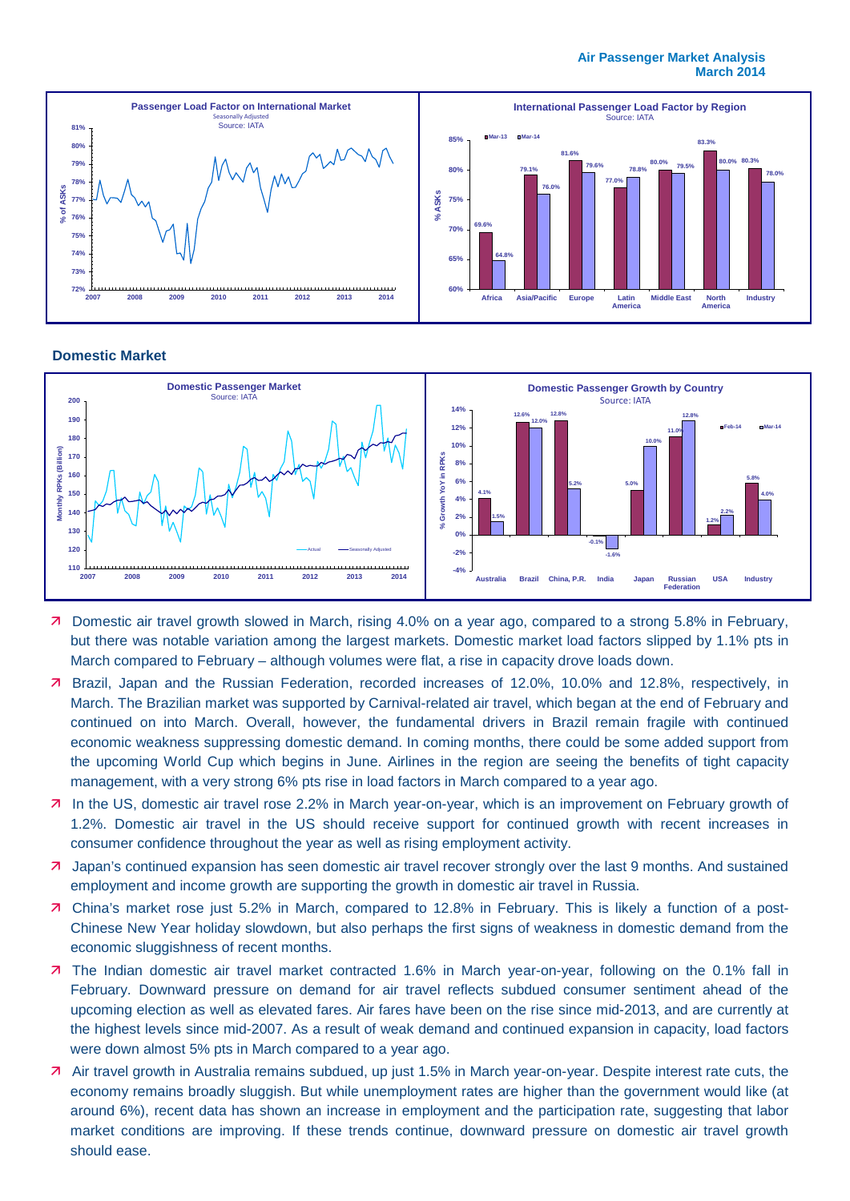## Domestic Market

- Domestic air travel growth slowed in March, rising 4.0% on a year ago, compared to a strong 5.8% in February, but there was notable variation among the largest markets. Domestic market load factors slipped by 1.1% pts in March compared to February – although volumes were flat, a rise in capacity drove loads down.
- Brazil, Japan and the Russian Federation, recorded increases of 12.0%, 10.0% and 12.8%, respectively, in March. The Brazilian market was supported by Carnival-related air travel, which began at the end of February and continued on into March. Overall, however, the fundamental drivers in Brazil remain fragile with continued economic weakness suppressing domestic demand. In coming months, there could be some added support from the upcoming World Cup which begins in June. Airlines in the region are seeing the benefits of tight capacity management, with a very strong 6% pts rise in load factors in March compared to a year ago.
- In the US, domestic air travel rose 2.2% in March year-on-year, which is an improvement on February growth of 1.2%. Domestic air travel in the US should receive support for continued growth with recent increases in consumer confidence throughout the year as well as rising employment activity.
- Japan's continued expansion has seen domestic air travel recover strongly over the last 9 months. And sustained employment and income growth are supporting the growth in domestic air travel in Russia.
- China's market rose just 5.2% in March, compared to 12.8% in February. This is likely a function of a post-Chinese New Year holiday slowdown, but also perhaps the first signs of weakness in domestic demand from the economic sluggishness of recent months.
- The Indian domestic air travel market contracted 1.6% in March year-on-year, following on the 0.1% fall in February. Downward pressure on demand for air travel reflects subdued consumer sentiment ahead of the upcoming election as well as elevated fares. Air fares have been on the rise since mid-2013, and are currently at the highest levels since mid-2007. As a result of weak demand and continued expansion in capacity, load factors were down almost 5% pts in March compared to a year ago.
- Air travel growth in Australia remains subdued, up just 1.5% in March year-on-year. Despite interest rate cuts, the economy remains broadly sluggish. But while unemployment rates are higher than the government would like (at around 6%), recent data has shown an increase in employment and the participation rate, suggesting that labor market conditions are improving. If these trends continue, downward pressure on domestic air travel growth should ease.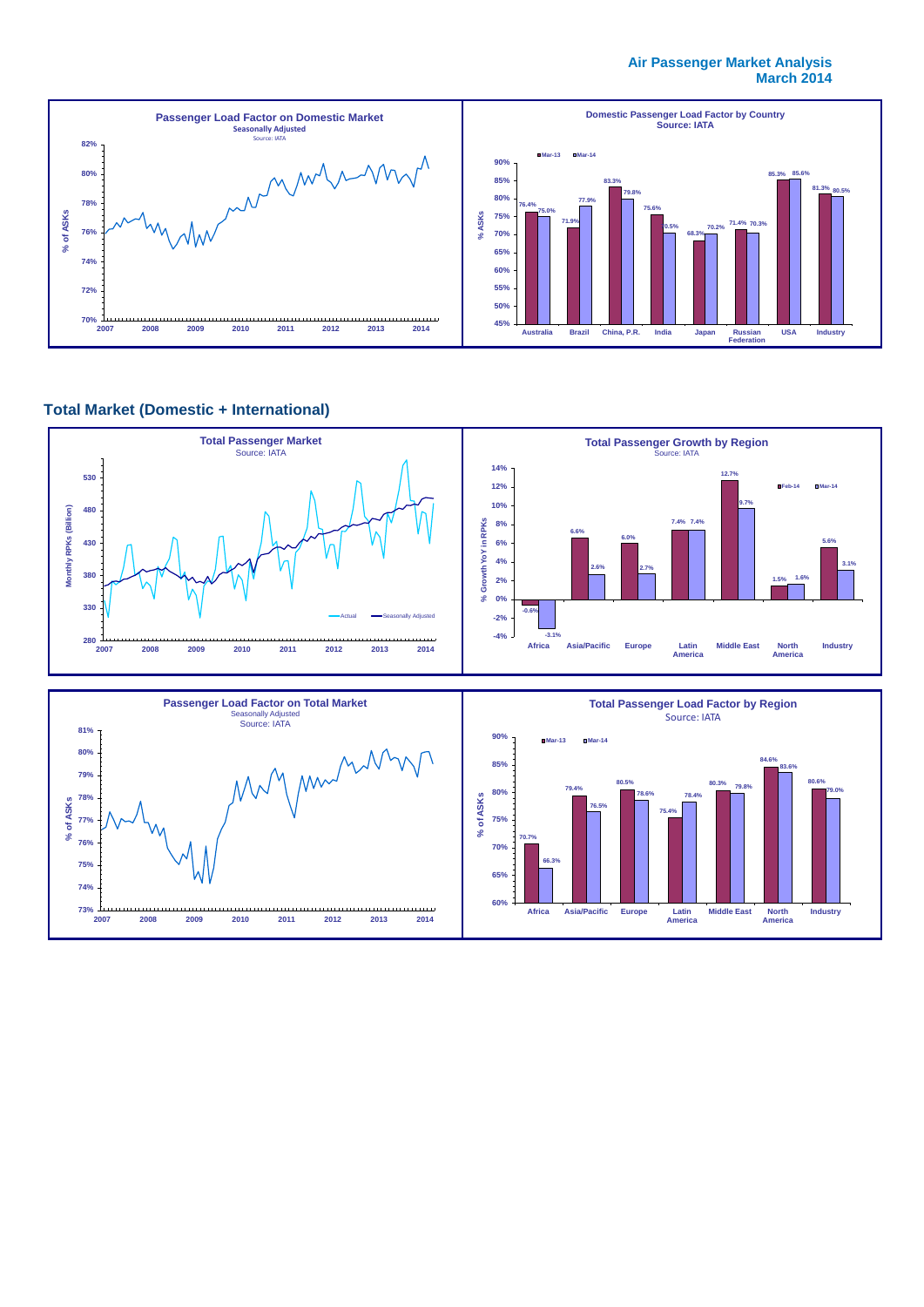**Air Passenger Market Analysis**
**March 2014**

**Passenger Load Factor on Domestic Market**
Seasonally Adjusted
Source: IATA

**Domestic Passenger Load Factor by Country**
Source: IATA

| Country | Mar-13 | Mar-14 |
|---|---|---|
| Australia | 76.4% | 75.0% |
| Brazil | 71.9% | 77.9% |
| China, P.R. | 83.3% | 79.8% |
| India | 75.6% | 70.5% |
| Japan | 68.3% | 70.2% |
| Russian Federation | 71.4% | 70.3% |
| USA | 85.3% | 85.6% |
| Industry | 81.3% | 80.5% |

## Total Market (Domestic + International)

**Total Passenger Market**
Source: IATA

**Total Passenger Growth by Region**
Source: IATA

| Region | Feb-14 | Mar-14 |
|---|---|---|
| Africa | -0.6% | -3.1% |
| Asia/Pacific | 6.6% | 2.6% |
| Europe | 6.0% | 2.7% |
| Latin America | 7.4% | 7.4% |
| Middle East | 12.7% | 9.7% |
| North America | 1.5% | 1.6% |
| Industry | 5.6% | 3.1% |

**Passenger Load Factor on Total Market**
Seasonally Adjusted
Source: IATA

**Total Passenger Load Factor by Region**
Source: IATA

| Region | Mar-13 | Mar-14 |
|---|---|---|
| Africa | 70.7% | 66.3% |
| Asia/Pacific | 79.4% | 76.5% |
| Europe | 80.5% | 78.6% |
| Latin America | 75.4% | 78.4% |
| Middle East | 80.3% | 79.8% |
| North America | 84.6% | 83.6% |
| Industry | 80.6% | 79.0% |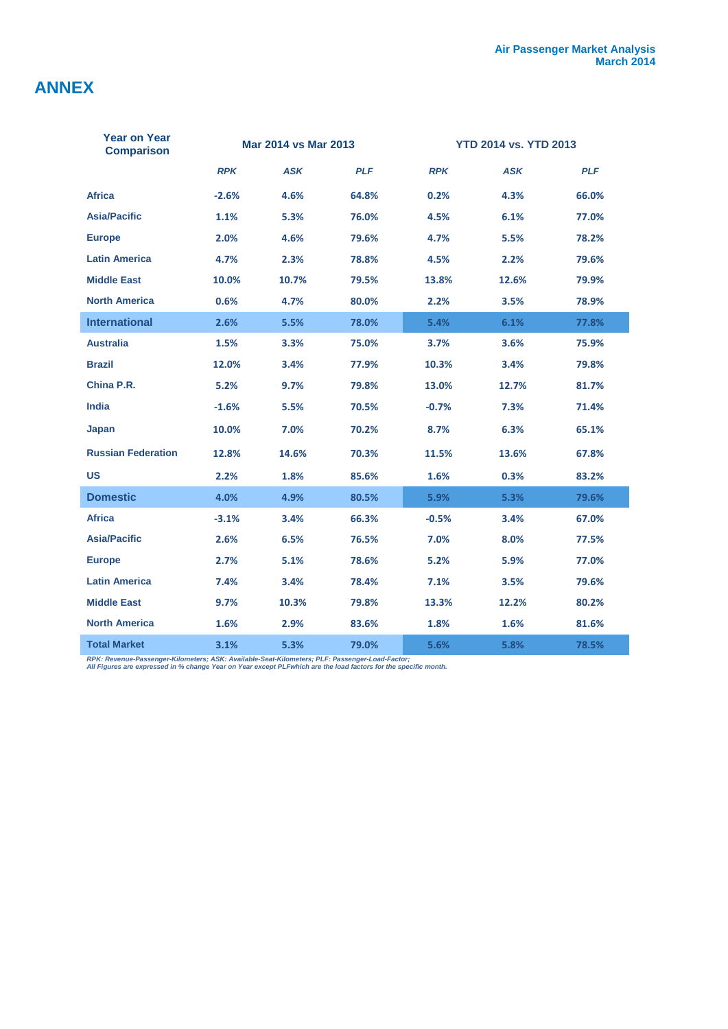## ANNEX

| Year on Year Comparison | Mar 2014 vs Mar 2013 | | | YTD 2014 vs. YTD 2013 | | |
|---|---|---|---|---|---|---|
| | *RPK* | *ASK* | *PLF* | *RPK* | *ASK* | *PLF* |
| **Africa** | -2.6% | 4.6% | 64.8% | 0.2% | 4.3% | 66.0% |
| **Asia/Pacific** | 1.1% | 5.3% | 76.0% | 4.5% | 6.1% | 77.0% |
| **Europe** | 2.0% | 4.6% | 79.6% | 4.7% | 5.5% | 78.2% |
| **Latin America** | 4.7% | 2.3% | 78.8% | 4.5% | 2.2% | 79.6% |
| **Middle East** | 10.0% | 10.7% | 79.5% | 13.8% | 12.6% | 79.9% |
| **North America** | 0.6% | 4.7% | 80.0% | 2.2% | 3.5% | 78.9% |
| **International** | 2.6% | 5.5% | 78.0% | 5.4% | 6.1% | 77.8% |
| **Australia** | 1.5% | 3.3% | 75.0% | 3.7% | 3.6% | 75.9% |
| **Brazil** | 12.0% | 3.4% | 77.9% | 10.3% | 3.4% | 79.8% |
| **China P.R.** | 5.2% | 9.7% | 79.8% | 13.0% | 12.7% | 81.7% |
| **India** | -1.6% | 5.5% | 70.5% | -0.7% | 7.3% | 71.4% |
| **Japan** | 10.0% | 7.0% | 70.2% | 8.7% | 6.3% | 65.1% |
| **Russian Federation** | 12.8% | 14.6% | 70.3% | 11.5% | 13.6% | 67.8% |
| **US** | 2.2% | 1.8% | 85.6% | 1.6% | 0.3% | 83.2% |
| **Domestic** | 4.0% | 4.9% | 80.5% | 5.9% | 5.3% | 79.6% |
| **Africa** | -3.1% | 3.4% | 66.3% | -0.5% | 3.4% | 67.0% |
| **Asia/Pacific** | 2.6% | 6.5% | 76.5% | 7.0% | 8.0% | 77.5% |
| **Europe** | 2.7% | 5.1% | 78.6% | 5.2% | 5.9% | 77.0% |
| **Latin America** | 7.4% | 3.4% | 78.4% | 7.1% | 3.5% | 79.6% |
| **Middle East** | 9.7% | 10.3% | 79.8% | 13.3% | 12.2% | 80.2% |
| **North America** | 1.6% | 2.9% | 83.6% | 1.8% | 1.6% | 81.6% |
| **Total Market** | 3.1% | 5.3% | 79.0% | 5.6% | 5.8% | 78.5% |

*RPK: Revenue-Passenger-Kilometers; ASK: Available-Seat-Kilometers; PLF: Passenger-Load-Factor;*
*All Figures are expressed in % change Year on Year except PLFwhich are the load factors for the specific month.*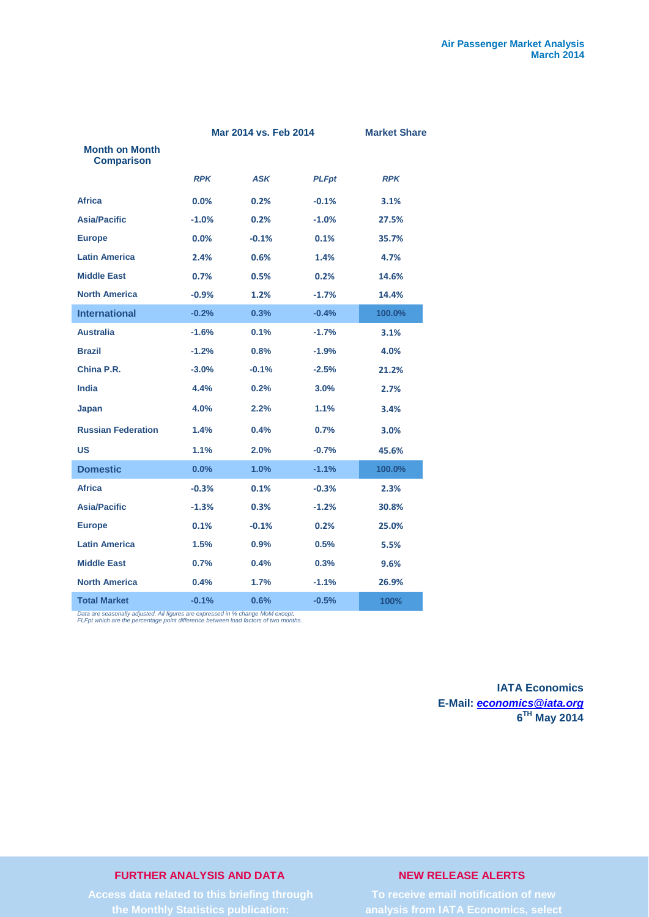| Month on Month Comparison | Mar 2014 vs. Feb 2014 | | | Market Share |
|---|---|---|---|---|
| | *RPK* | *ASK* | *PLFpt* | *RPK* |
| **Africa** | 0.0% | 0.2% | -0.1% | 3.1% |
| **Asia/Pacific** | -1.0% | 0.2% | -1.0% | 27.5% |
| **Europe** | 0.0% | -0.1% | 0.1% | 35.7% |
| **Latin America** | 2.4% | 0.6% | 1.4% | 4.7% |
| **Middle East** | 0.7% | 0.5% | 0.2% | 14.6% |
| **North America** | -0.9% | 1.2% | -1.7% | 14.4% |
| **International** | -0.2% | 0.3% | -0.4% | 100.0% |
| **Australia** | -1.6% | 0.1% | -1.7% | 3.1% |
| **Brazil** | -1.2% | 0.8% | -1.9% | 4.0% |
| **China P.R.** | -3.0% | -0.1% | -2.5% | 21.2% |
| **India** | 4.4% | 0.2% | 3.0% | 2.7% |
| **Japan** | 4.0% | 2.2% | 1.1% | 3.4% |
| **Russian Federation** | 1.4% | 0.4% | 0.7% | 3.0% |
| **US** | 1.1% | 2.0% | -0.7% | 45.6% |
| **Domestic** | 0.0% | 1.0% | -1.1% | 100.0% |
| **Africa** | -0.3% | 0.1% | -0.3% | 2.3% |
| **Asia/Pacific** | -1.3% | 0.3% | -1.2% | 30.8% |
| **Europe** | 0.1% | -0.1% | 0.2% | 25.0% |
| **Latin America** | 1.5% | 0.9% | 0.5% | 5.5% |
| **Middle East** | 0.7% | 0.4% | 0.3% | 9.6% |
| **North America** | 0.4% | 1.7% | -1.1% | 26.9% |
| **Total Market** | -0.1% | 0.6% | -0.5% | 100% |

*Data are seasonally adjusted. All figures are expressed in % change MoM except, FLFpt which are the percentage point difference between load factors of two months.*

**IATA Economics**
**E-Mail: *economics@iata.org***
**6[TH] May 2014**

**FURTHER ANALYSIS AND DATA**

**Access data related to this briefing through the Monthly Statistics publication:**

**NEW RELEASE ALERTS**

**To receive email notification of new analysis from IATA Economics, select**